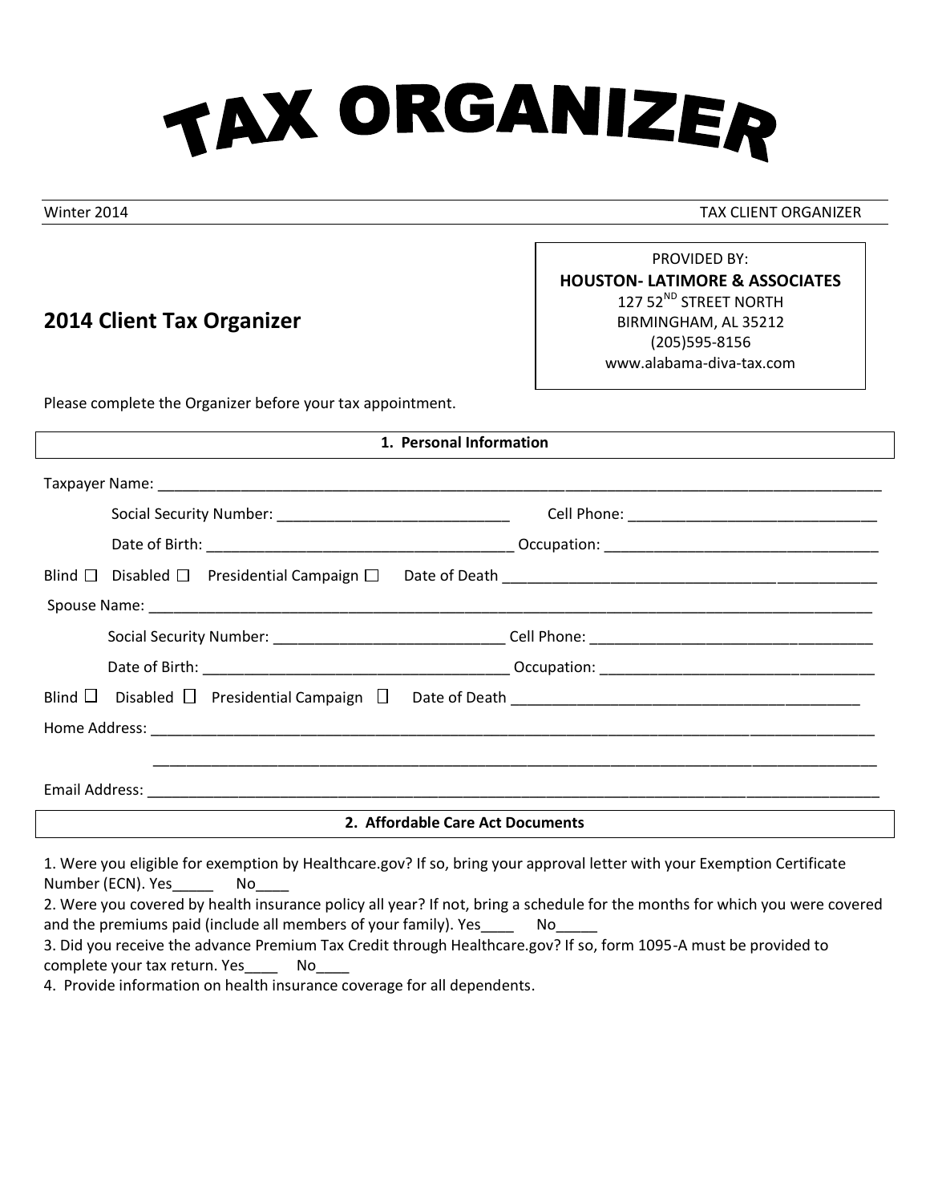# TAX ORGANIZER

Winter 2014 TAX CLIENT ORGANIZER

## 2014 Client Tax Organizer

PROVIDED BY:
**HOUSTON- LATIMORE & ASSOCIATES**
127 52ND STREET NORTH
BIRMINGHAM, AL 35212
(205)595-8156
www.alabama-diva-tax.com

Please complete the Organizer before your tax appointment.

### 1. Personal Information

Taxpayer Name: ____________________________________________________________________________

Social Security Number: ____________________________ Cell Phone: ______________________________

Date of Birth: ____________________________________ Occupation: ________________________________

Blind ☐ Disabled ☐ Presidential Campaign ☐ Date of Death ____________________________________________

Spouse Name: ____________________________________________________________________________

Social Security Number: ____________________________ Cell Phone: __________________________________

Date of Birth: ____________________________________ Occupation: ________________________________

Blind ☐ Disabled ☐ Presidential Campaign ☐ Date of Death __________________________________________

Home Address: ___________________________________________________________________________

_______________________________________________________________________________________

Email Address: ___________________________________________________________________________

### 2. Affordable Care Act Documents

1. Were you eligible for exemption by Healthcare.gov? If so, bring your approval letter with your Exemption Certificate Number (ECN). Yes_____ No____
2. Were you covered by health insurance policy all year? If not, bring a schedule for the months for which you were covered and the premiums paid (include all members of your family). Yes____ No_____
3. Did you receive the advance Premium Tax Credit through Healthcare.gov? If so, form 1095-A must be provided to complete your tax return. Yes____ No____
4. Provide information on health insurance coverage for all dependents.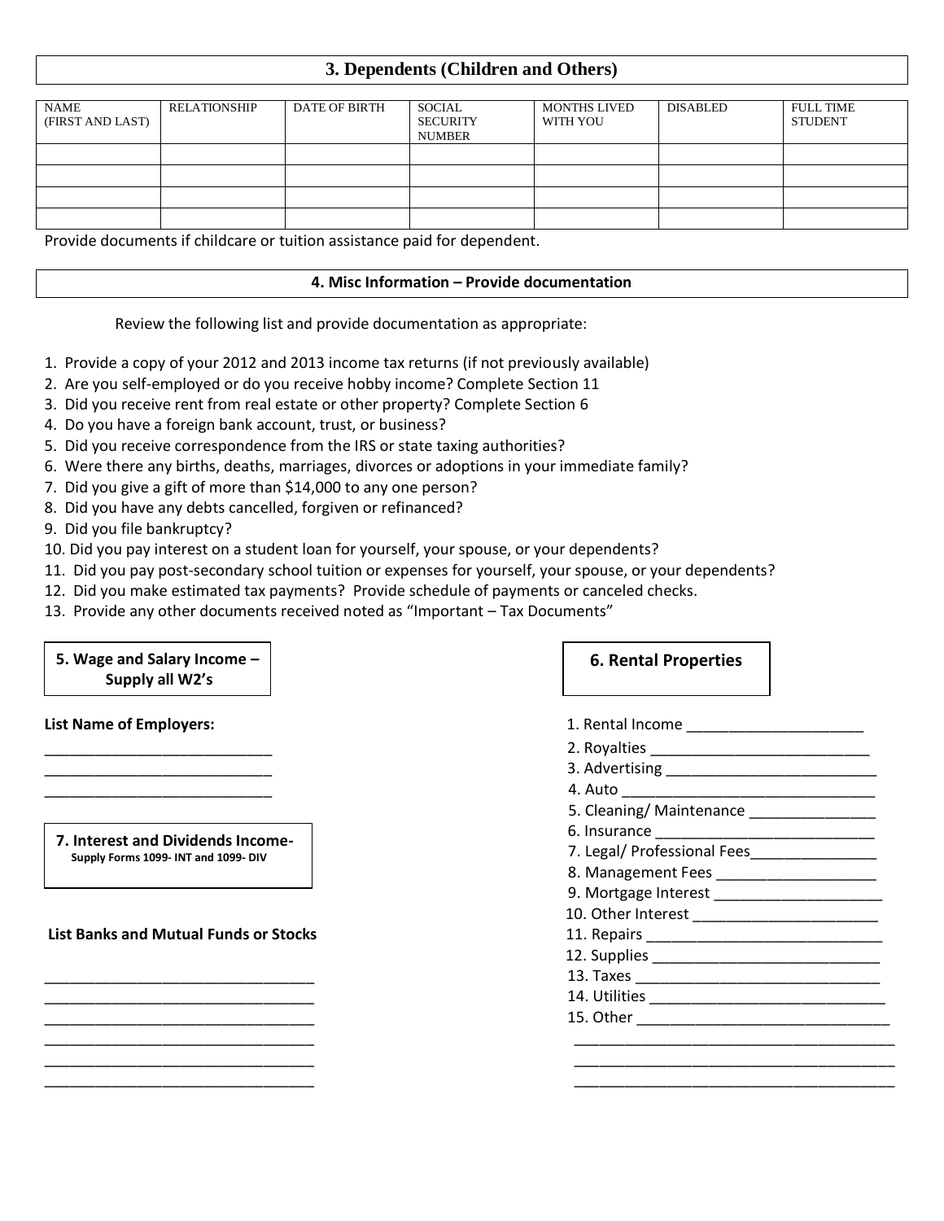## 3. Dependents (Children and Others)

| NAME (FIRST AND LAST) | RELATIONSHIP | DATE OF BIRTH | SOCIAL SECURITY NUMBER | MONTHS LIVED WITH YOU | DISABLED | FULL TIME STUDENT |
|---|---|---|---|---|---|---|
| | | | | | | |
| | | | | | | |
| | | | | | | |
| | | | | | | |

Provide documents if childcare or tuition assistance paid for dependent.

## 4. Misc Information – Provide documentation

Review the following list and provide documentation as appropriate:

1. Provide a copy of your 2012 and 2013 income tax returns (if not previously available)
2. Are you self-employed or do you receive hobby income? Complete Section 11
3. Did you receive rent from real estate or other property? Complete Section 6
4. Do you have a foreign bank account, trust, or business?
5. Did you receive correspondence from the IRS or state taxing authorities?
6. Were there any births, deaths, marriages, divorces or adoptions in your immediate family?
7. Did you give a gift of more than $14,000 to any one person?
8. Did you have any debts cancelled, forgiven or refinanced?
9. Did you file bankruptcy?
10. Did you pay interest on a student loan for yourself, your spouse, or your dependents?
11. Did you pay post-secondary school tuition or expenses for yourself, your spouse, or your dependents?
12. Did you make estimated tax payments? Provide schedule of payments or canceled checks.
13. Provide any other documents received noted as "Important – Tax Documents"

## 5. Wage and Salary Income – Supply all W2's

**List Name of Employers:**

____________________________

____________________________

____________________________

## 7. Interest and Dividends Income-

**Supply Forms 1099- INT and 1099- DIV**

**List Banks and Mutual Funds or Stocks**

_________________________________

_________________________________

_________________________________

_________________________________

_________________________________

_________________________________

## 6. Rental Properties

1. Rental Income ______________________
2. Royalties ___________________________
3. Advertising __________________________
4. Auto _______________________________
5. Cleaning/ Maintenance _______________
6. Insurance ___________________________
7. Legal/ Professional Fees_______________
8. Management Fees ___________________
9. Mortgage Interest ____________________
10. Other Interest ______________________
11. Repairs ____________________________
12. Supplies ___________________________
13. Taxes ______________________________
14. Utilities _____________________________
15. Other ______________________________

________________________________________

________________________________________

________________________________________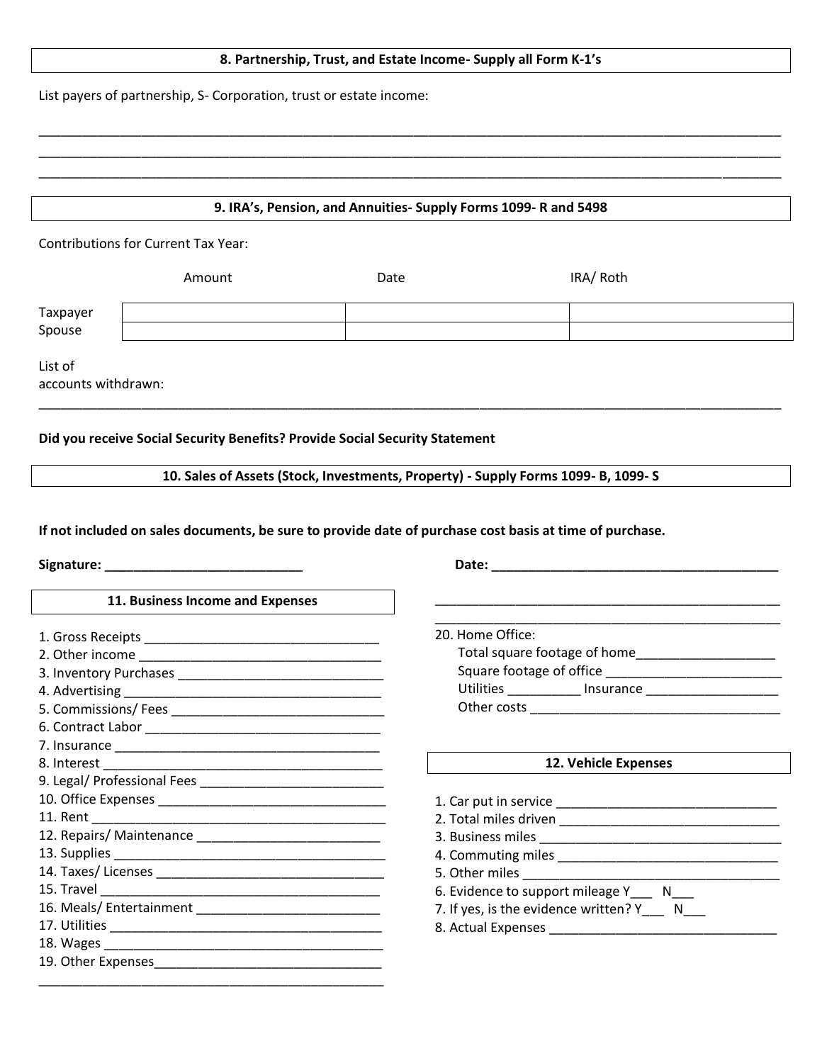## 8. Partnership, Trust, and Estate Income- Supply all Form K-1's

List payers of partnership, S- Corporation, trust or estate income:

_______________________________________________________________________________________________

_______________________________________________________________________________________________

_______________________________________________________________________________________________

## 9. IRA's, Pension, and Annuities- Supply Forms 1099- R and 5498

Contributions for Current Tax Year:

| | Amount | Date | IRA/ Roth |
|---|---|---|---|
| Taxpayer | | | |
| Spouse | | | |

List of accounts withdrawn:

_______________________________________________________________________________________________

**Did you receive Social Security Benefits? Provide Social Security Statement**

## 10. Sales of Assets (Stock, Investments, Property) - Supply Forms 1099- B, 1099- S

**If not included on sales documents, be sure to provide date of purchase cost basis at time of purchase.**

**Signature: ___________________________** **Date: _________________________________________**

## 11. Business Income and Expenses

1. Gross Receipts ________________________________
2. Other income _________________________________
3. Inventory Purchases ____________________________
4. Advertising ___________________________________
5. Commissions/ Fees ______________________________
6. Contract Labor _________________________________
7. Insurance _____________________________________
8. Interest _______________________________________
9. Legal/ Professional Fees _________________________
10. Office Expenses ________________________________
11. Rent ________________________________________
12. Repairs/ Maintenance ___________________________
13. Supplies ______________________________________
14. Taxes/ Licenses ________________________________
15. Travel _______________________________________
16. Meals/ Entertainment ___________________________
17. Utilities ______________________________________
18. Wages _______________________________________
19. Other Expenses________________________________

_______________________________________________

_______________________________________________

_______________________________________________

20. Home Office:
    - Total square footage of home___________________
    - Square footage of office ________________________
    - Utilities __________ Insurance __________________
    - Other costs ____________________________________

## 12. Vehicle Expenses

1. Car put in service _______________________________
2. Total miles driven _______________________________
3. Business miles __________________________________
4. Commuting miles ________________________________
5. Other miles _____________________________________
6. Evidence to support mileage Y___ N___
7. If yes, is the evidence written? Y___ N___
8. Actual Expenses ________________________________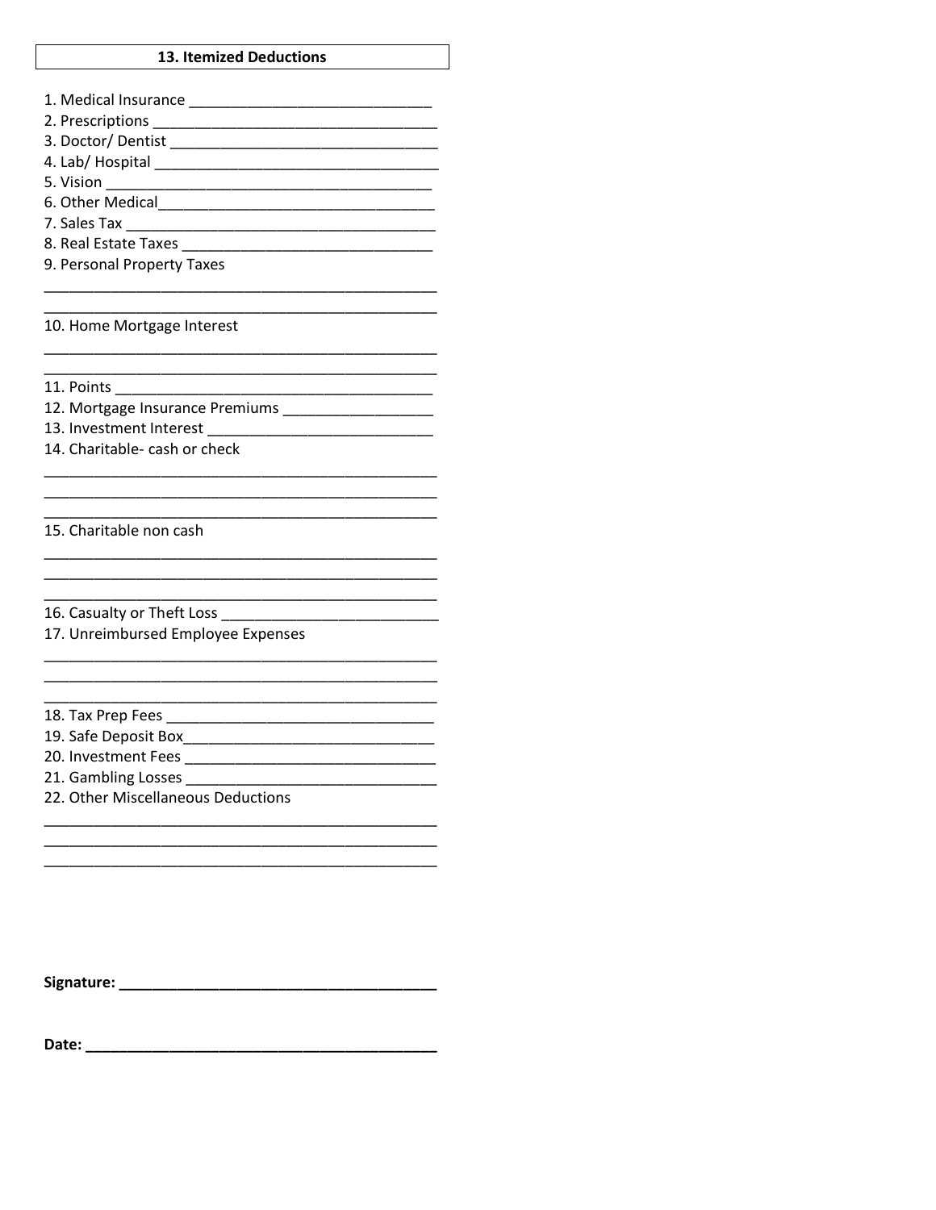## 13. Itemized Deductions

1. Medical Insurance ______________________________
2. Prescriptions __________________________________
3. Doctor/ Dentist ________________________________
4. Lab/ Hospital __________________________________
5. Vision _______________________________________
6. Other Medical__________________________________
7. Sales Tax _____________________________________
8. Real Estate Taxes _______________________________
9. Personal Property Taxes

__________________________________________________
__________________________________________________

10. Home Mortgage Interest

__________________________________________________
__________________________________________________

11. Points ______________________________________
12. Mortgage Insurance Premiums _________________
13. Investment Interest ___________________________
14. Charitable- cash or check

__________________________________________________
__________________________________________________
__________________________________________________

15. Charitable non cash

__________________________________________________
__________________________________________________
__________________________________________________

16. Casualty or Theft Loss __________________________
17. Unreimbursed Employee Expenses

__________________________________________________
__________________________________________________
__________________________________________________

18. Tax Prep Fees ________________________________
19. Safe Deposit Box_______________________________
20. Investment Fees _______________________________
21. Gambling Losses _______________________________
22. Other Miscellaneous Deductions

__________________________________________________
__________________________________________________
__________________________________________________

**Signature: ______________________________________**

**Date: __________________________________________**